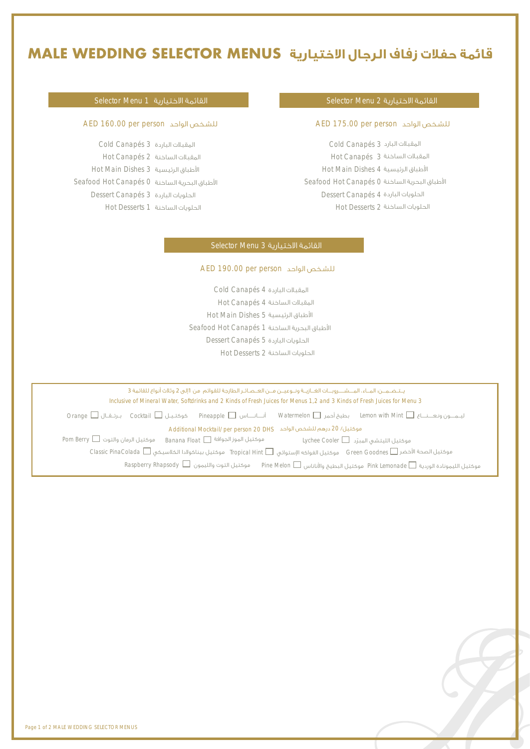# MALE WEDDING SELECTOR MENUS قائمة حفلات زفاف الرجال الاختيارية

## Selector Menu 1 القائمة الاختيارية 1

AED 160.00 per person للشخص الواحد

Cold Canapés 3 المقبلات الباردة
Hot Canapés 2 المقبلات الساخنة
Hot Main Dishes 3 الأطباق الرئيسية
Seafood Hot Canapés 0 الأطباق البحرية الساخنة
Dessert Canapés 3 الحلويات الباردة
Hot Desserts 1 الحلويات الساخنة

## Selector Menu 2 القائمة الاختيارية 2

AED 175.00 per person للشخص الواحد

Cold Canapés 3 المقبلات البارد
Hot Canapés 3 المقبلات الساخنة
Hot Main Dishes 4 الأطباق الرئيسية
Seafood Hot Canapés 0 الأطباق البحرية الساخنة
Dessert Canapés 4 الحلويات الباردة
Hot Desserts 2 الحلويات الساخنة

## Selector Menu 3 القائمة الاختيارية 3

AED 190.00 per person للشخص الواحد

Cold Canapés 4 المقبلات الباردة
Hot Canapés 4 المقبلات الساخنة
Hot Main Dishes 5 الأطباق الرئيسية
Seafood Hot Canapés 1 الأطباق البحرية الساخنة
Dessert Canapés 5 الحلويات الباردة
Hot Desserts 2 الحلويات الساخنة

---

يتضمن: الماء، المشروبات الغازية ونوعين من العصائر الطازجة للقوائم من 1إلى 2 وثلاث أنواع للقائمة 3

Inclusive of Mineral Water, Softdrinks and 2 Kinds of Fresh Juices for Menus 1,2 and 3 Kinds of Fresh Juices for Menu 3

Orange ☐ برتقال  Cocktail ☐ كوكتيل  Pineapple ☐ أناناس  Watermelon ☐ بطيخ أحمر  Lemon with Mint ☐ ليمون ونعناع

Additional Mocktail/ per person 20 DHS موكتيل/ 20 درهم للشخص الواحد

Pom Berry ☐ موكتيل الرمان والتوت  Banana Float ☐ موكتيل الموز الجوافة  Lychee Cooler ☐ موكتيل الليتشي المبرّد

Classic PinaColada ☐ موكتيل بيناكولادا الكلاسيكي  Tropical Hint ☐ موكتيل الفواكه الإستوائي  Green Goodnes ☐ موكتيل الصحة الأخضر

Raspberry Rhapsody ☐ موكتيل التوت والليمون  Pine Melon ☐ موكتيل البطيخ والأناناس  Pink Lemonade ☐ موكتيل الليموناده الوردية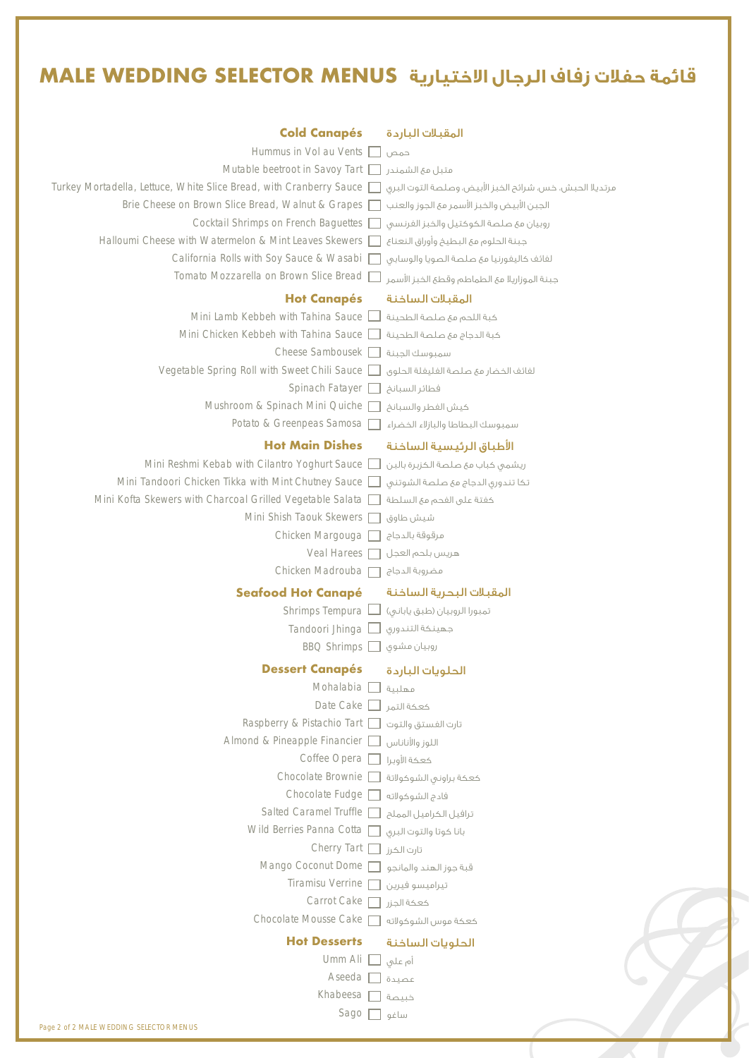# MALE WEDDING SELECTOR MENUS قائمة حفلات زفاف الرجال الاختيارية

## Cold Canapés المقبلات الباردة

- Hummus in Vol au Vents ☐ حمص
- Mutable beetroot in Savoy Tart ☐ متبل مع الشمندر
- Turkey Mortadella, Lettuce, White Slice Bread, with Cranberry Sauce ☐ مرتديلا الحبش، خس، شرائح الخبز الأبيض، وصلصة التوت البري
- Brie Cheese on Brown Slice Bread, Walnut & Grapes ☐ الجبن الأبيض والخبز الأسمر مع الجوز والعنب
- Cocktail Shrimps on French Baguettes ☐ روبيان مع صلصة الكوكتيل والخبز الفرنسي
- Halloumi Cheese with Watermelon & Mint Leaves Skewers ☐ جبنة الحلوم مع البطيخ وأوراق النعناع
- California Rolls with Soy Sauce & Wasabi ☐ لفائف كاليفورنيا مع صلصة الصويا والوسابي
- Tomato Mozzarella on Brown Slice Bread ☐ جبنة الموزاريلا مع الطماطم وقطع الخبز الأسمر

## Hot Canapés المقبلات الساخنة

- Mini Lamb Kebbeh with Tahina Sauce ☐ كبة اللحم مع صلصة الطحينة
- Mini Chicken Kebbeh with Tahina Sauce ☐ كبة الدجاج مع صلصة الطحينة
- Cheese Sambousek ☐ سمبوسك الجبنة
- Vegetable Spring Roll with Sweet Chili Sauce ☐ لفائف الخضار مع صلصة الفليفلة الحلوى
- Spinach Fatayer ☐ فطائر السبانخ
- Mushroom & Spinach Mini Quiche ☐ كيش الفطر والسبانخ
- Potato & Greenpeas Samosa ☐ سمبوسك البطاطا والبازلاء الخضراء

## Hot Main Dishes الأطباق الرئيسية الساخنة

- Mini Reshmi Kebab with Cilantro Yoghurt Sauce ☐ ريشمي كباب مع صلصة الكزبرة باللبن
- Mini Tandoori Chicken Tikka with Mint Chutney Sauce ☐ تكا تندوري الدجاج مع صلصة الشوتني
- Mini Kofta Skewers with Charcoal Grilled Vegetable Salata ☐ كفتة على الفحم مع السلطة
- Mini Shish Taouk Skewers ☐ شيش طاوق
- Chicken Margouga ☐ مرقوقة بالدجاج
- Veal Harees ☐ هريس بلحم العجل
- Chicken Madrouba ☐ مضروبة الدجاج

## Seafood Hot Canapé المقبلات البحرية الساخنة

- Shrimps Tempura ☐ تمبورا الروبيان (طبق ياباني)
- Tandoori Jhinga ☐ جهينكة التندوري
- BBQ Shrimps ☐ روبيان مشوي

## Dessert Canapés الحلويات الباردة

- Mohalabia ☐ مهلبية
- Date Cake ☐ كعكة التمر
- Raspberry & Pistachio Tart ☐ تارت الفستق والتوت
- Almond & Pineapple Financier ☐ اللوز والأناناس
- Coffee Opera ☐ كعكة الأوبرا
- Chocolate Brownie ☐ كعكة براوني الشوكولاتة
- Chocolate Fudge ☐ فادج الشوكولاته
- Salted Caramel Truffle ☐ ترافيل الكراميل المملح
- Wild Berries Panna Cotta ☐ بانا كوتا والتوت البري
- Cherry Tart ☐ تارت الكرز
- Mango Coconut Dome ☐ قبة جوز الهند والمانجو
- Tiramisu Verrine ☐ تيراميسو فيرين
- Carrot Cake ☐ كعكة الجزر
- Chocolate Mousse Cake ☐ كعكة موس الشوكولاته

## Hot Desserts الحلويات الساخنة

- Umm Ali ☐ أم علي
- Aseeda ☐ عصيدة
- Khabeesa ☐ خبيصة
- Sago ☐ ساغو